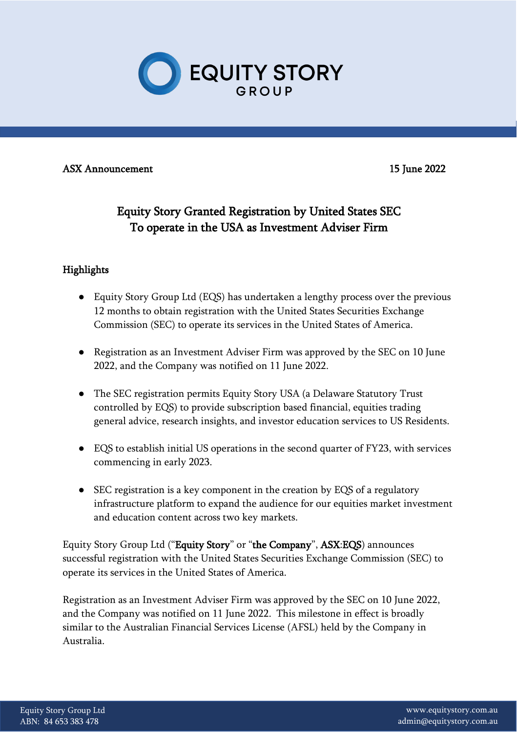ASX Announcement 15 June 2022

# Equity Story Granted Registration by United States SEC To operate in the USA as Investment Adviser Firm

## Highlights

- Equity Story Group Ltd (EQS) has undertaken a lengthy process over the previous 12 months to obtain registration with the United States Securities Exchange Commission (SEC) to operate its services in the United States of America.
- Registration as an Investment Adviser Firm was approved by the SEC on 10 June 2022, and the Company was notified on 11 June 2022.
- The SEC registration permits Equity Story USA (a Delaware Statutory Trust controlled by EQS) to provide subscription based financial, equities trading general advice, research insights, and investor education services to US Residents.
- EQS to establish initial US operations in the second quarter of FY23, with services commencing in early 2023.
- SEC registration is a key component in the creation by EQS of a regulatory infrastructure platform to expand the audience for our equities market investment and education content across two key markets.

Equity Story Group Ltd ("**Equity Story**" or "**the Company**", **ASX:EQS**) announces successful registration with the United States Securities Exchange Commission (SEC) to operate its services in the United States of America.

Registration as an Investment Adviser Firm was approved by the SEC on 10 June 2022, and the Company was notified on 11 June 2022. This milestone in effect is broadly similar to the Australian Financial Services License (AFSL) held by the Company in Australia.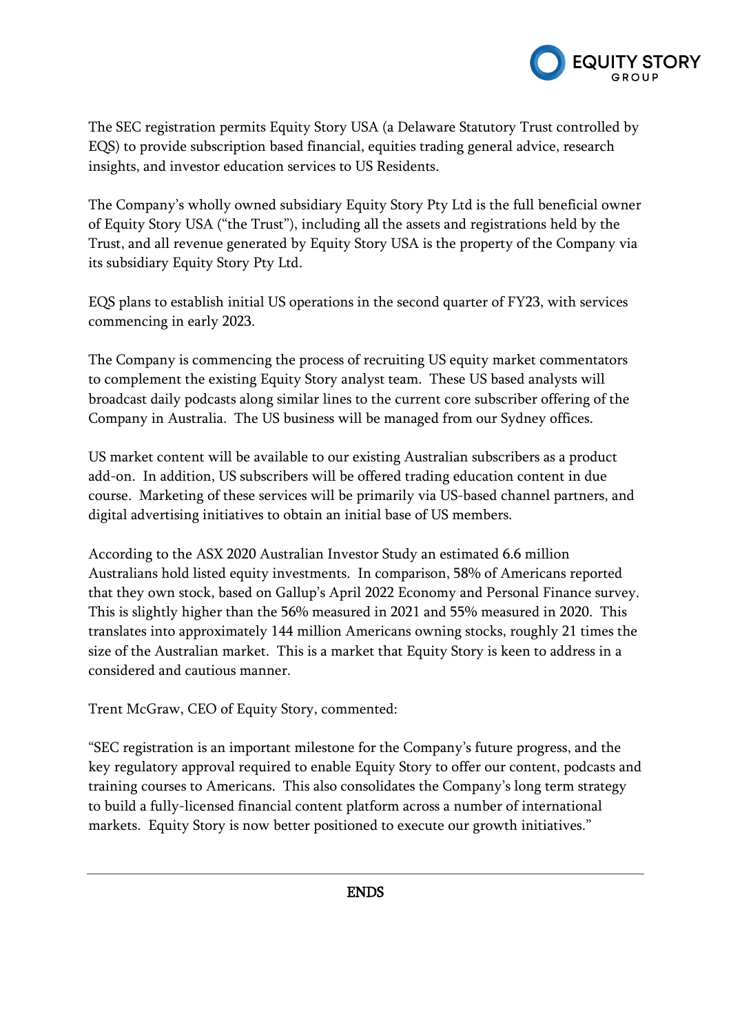The SEC registration permits Equity Story USA (a Delaware Statutory Trust controlled by EQS) to provide subscription based financial, equities trading general advice, research insights, and investor education services to US Residents.

The Company's wholly owned subsidiary Equity Story Pty Ltd is the full beneficial owner of Equity Story USA ("the Trust"), including all the assets and registrations held by the Trust, and all revenue generated by Equity Story USA is the property of the Company via its subsidiary Equity Story Pty Ltd.

EQS plans to establish initial US operations in the second quarter of FY23, with services commencing in early 2023.

The Company is commencing the process of recruiting US equity market commentators to complement the existing Equity Story analyst team. These US based analysts will broadcast daily podcasts along similar lines to the current core subscriber offering of the Company in Australia. The US business will be managed from our Sydney offices.

US market content will be available to our existing Australian subscribers as a product add-on. In addition, US subscribers will be offered trading education content in due course. Marketing of these services will be primarily via US-based channel partners, and digital advertising initiatives to obtain an initial base of US members.

According to the ASX 2020 Australian Investor Study an estimated 6.6 million Australians hold listed equity investments. In comparison, 58% of Americans reported that they own stock, based on Gallup's April 2022 Economy and Personal Finance survey. This is slightly higher than the 56% measured in 2021 and 55% measured in 2020. This translates into approximately 144 million Americans owning stocks, roughly 21 times the size of the Australian market. This is a market that Equity Story is keen to address in a considered and cautious manner.

Trent McGraw, CEO of Equity Story, commented:

"SEC registration is an important milestone for the Company's future progress, and the key regulatory approval required to enable Equity Story to offer our content, podcasts and training courses to Americans. This also consolidates the Company's long term strategy to build a fully-licensed financial content platform across a number of international markets. Equity Story is now better positioned to execute our growth initiatives."

---

**ENDS**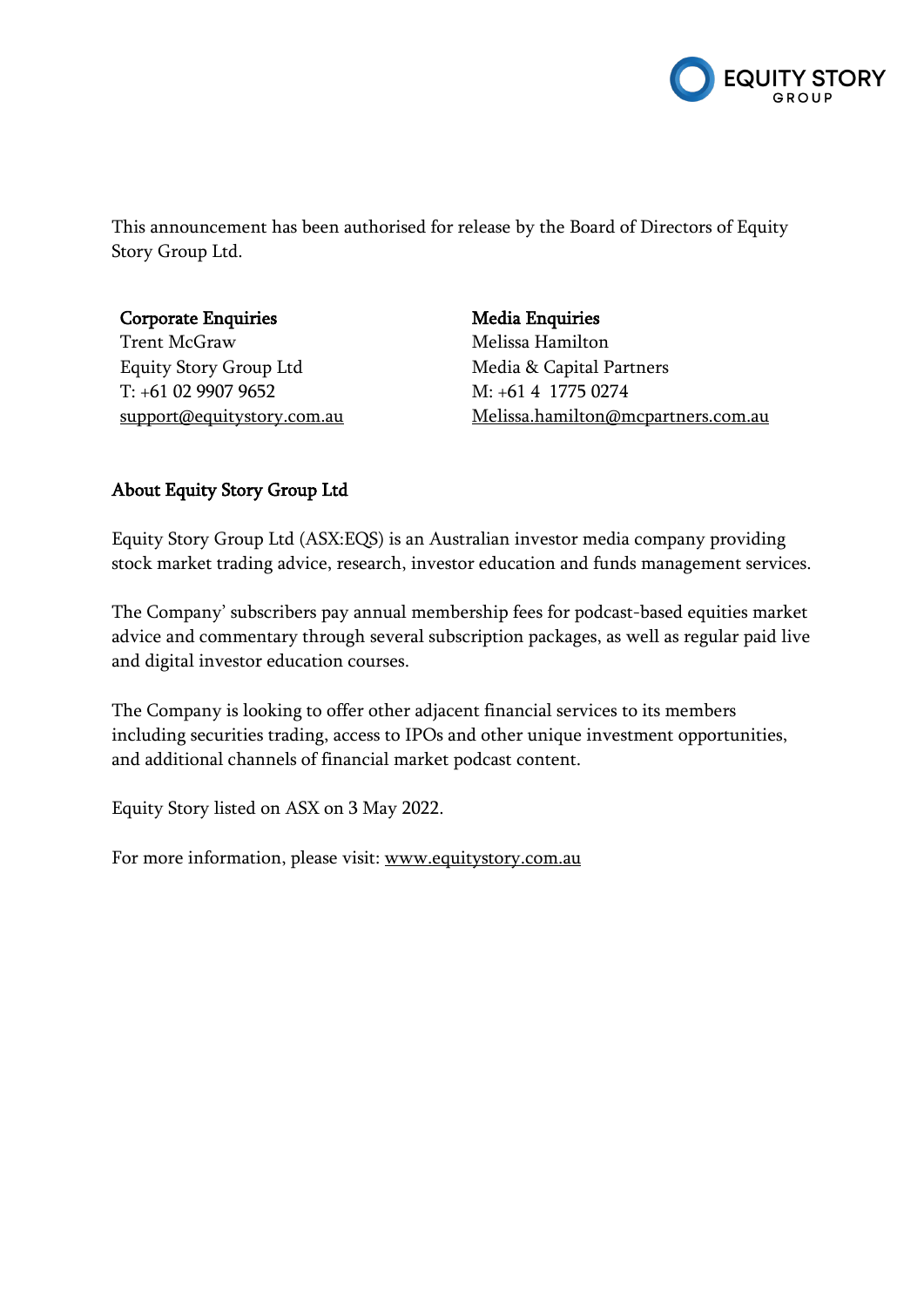This announcement has been authorised for release by the Board of Directors of Equity Story Group Ltd.

**Corporate Enquiries**
Trent McGraw
Equity Story Group Ltd
T: +61 02 9907 9652
support@equitystory.com.au

**Media Enquiries**
Melissa Hamilton
Media & Capital Partners
M: +61 4 1775 0274
Melissa.hamilton@mcpartners.com.au

## About Equity Story Group Ltd

Equity Story Group Ltd (ASX:EQS) is an Australian investor media company providing stock market trading advice, research, investor education and funds management services.

The Company' subscribers pay annual membership fees for podcast-based equities market advice and commentary through several subscription packages, as well as regular paid live and digital investor education courses.

The Company is looking to offer other adjacent financial services to its members including securities trading, access to IPOs and other unique investment opportunities, and additional channels of financial market podcast content.

Equity Story listed on ASX on 3 May 2022.

For more information, please visit: www.equitystory.com.au